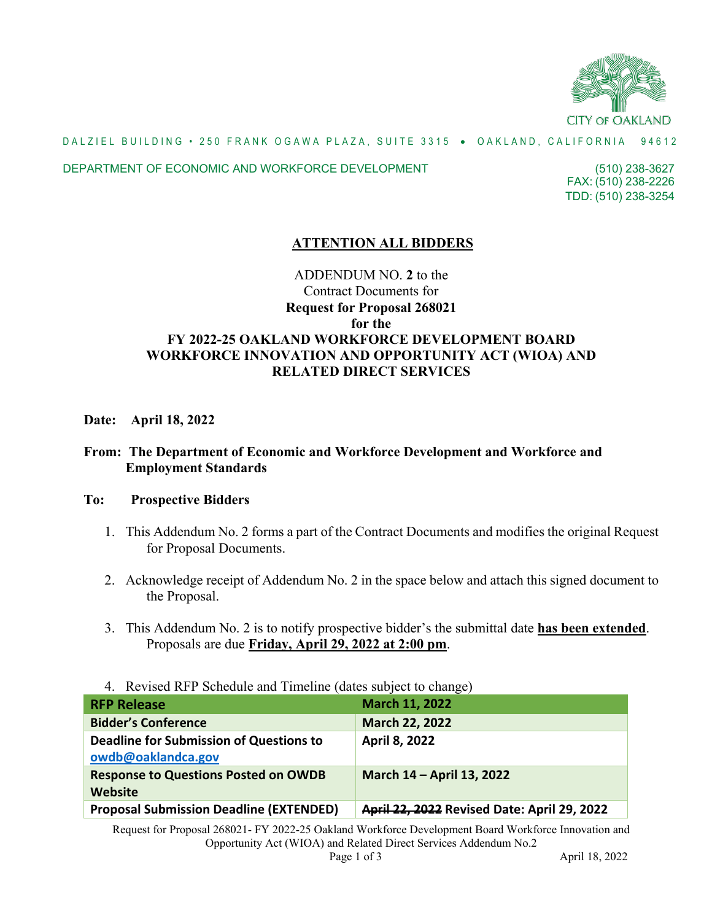CITY OF OAKLAND

DALZIEL BUILDING • 250 FRANK OGAWA PLAZA, SUITE 3315 • OAKLAND, CALIFORNIA 94612

DEPARTMENT OF ECONOMIC AND WORKFORCE DEVELOPMENT (510) 238-3627
FAX: (510) 238-2226
TDD: (510) 238-3254

**ATTENTION ALL BIDDERS**

ADDENDUM NO. **2** to the
Contract Documents for
**Request for Proposal 268021**
**for the**
**FY 2022-25 OAKLAND WORKFORCE DEVELOPMENT BOARD WORKFORCE INNOVATION AND OPPORTUNITY ACT (WIOA) AND RELATED DIRECT SERVICES**

**Date: April 18, 2022**

**From: The Department of Economic and Workforce Development and Workforce and Employment Standards**

**To: Prospective Bidders**

1. This Addendum No. 2 forms a part of the Contract Documents and modifies the original Request for Proposal Documents.
2. Acknowledge receipt of Addendum No. 2 in the space below and attach this signed document to the Proposal.
3. This Addendum No. 2 is to notify prospective bidder's the submittal date **has been extended**. Proposals are due **Friday, April 29, 2022 at 2:00 pm**.
4. Revised RFP Schedule and Timeline (dates subject to change)

| **RFP Release** | **March 11, 2022** |
|---|---|
| **Bidder's Conference** | **March 22, 2022** |
| **Deadline for Submission of Questions to owdb@oaklandca.gov** | **April 8, 2022** |
| **Response to Questions Posted on OWDB Website** | **March 14 – April 13, 2022** |
| **Proposal Submission Deadline (EXTENDED)** | **~~April 22, 2022~~ Revised Date: April 29, 2022** |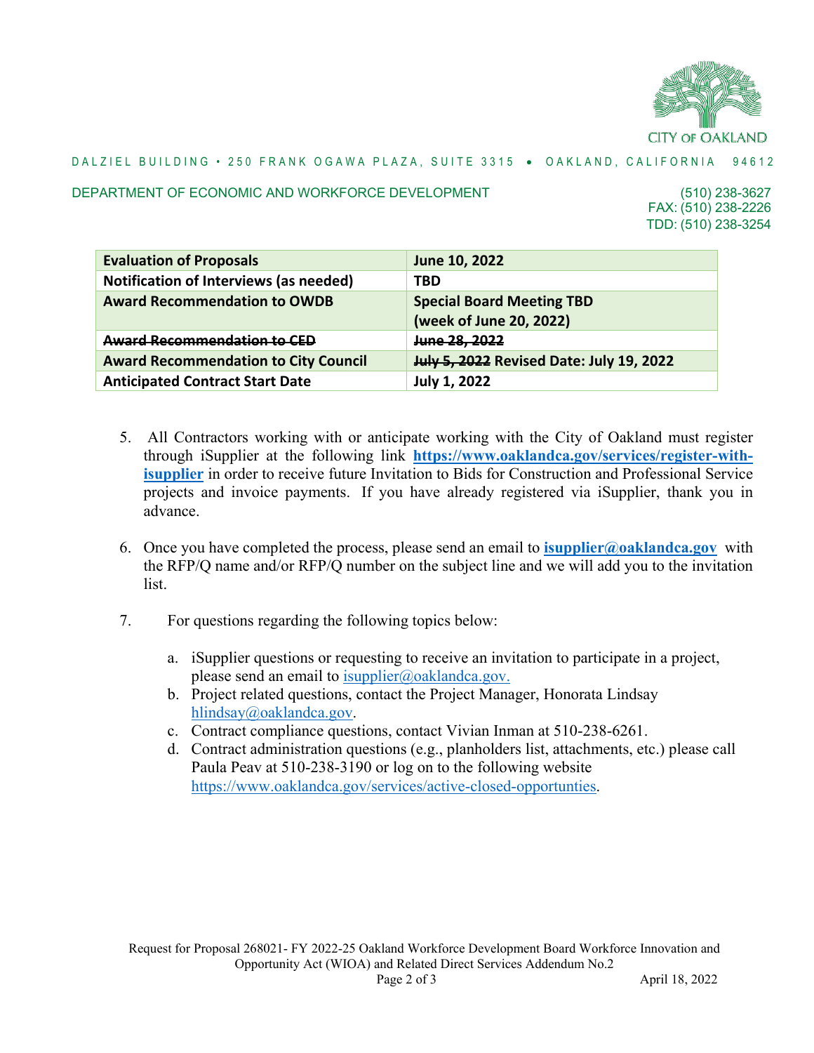CITY OF OAKLAND

DALZIEL BUILDING • 250 FRANK OGAWA PLAZA, SUITE 3315 • OAKLAND, CALIFORNIA 94612

DEPARTMENT OF ECONOMIC AND WORKFORCE DEVELOPMENT

(510) 238-3627
FAX: (510) 238-2226
TDD: (510) 238-3254

| **Evaluation of Proposals** | **June 10, 2022** |
|---|---|
| **Notification of Interviews (as needed)** | **TBD** |
| **Award Recommendation to OWDB** | **Special Board Meeting TBD (week of June 20, 2022)** |
| ~~**Award Recommendation to CED**~~ | ~~**June 28, 2022**~~ |
| **Award Recommendation to City Council** | ~~**July 5, 2022**~~ **Revised Date: July 19, 2022** |
| **Anticipated Contract Start Date** | **July 1, 2022** |

5. All Contractors working with or anticipate working with the City of Oakland must register through iSupplier at the following link **https://www.oaklandca.gov/services/register-with-isupplier** in order to receive future Invitation to Bids for Construction and Professional Service projects and invoice payments. If you have already registered via iSupplier, thank you in advance.

6. Once you have completed the process, please send an email to **isupplier@oaklandca.gov** with the RFP/Q name and/or RFP/Q number on the subject line and we will add you to the invitation list.

7. For questions regarding the following topics below:

   a. iSupplier questions or requesting to receive an invitation to participate in a project, please send an email to isupplier@oaklandca.gov.
   b. Project related questions, contact the Project Manager, Honorata Lindsay hlindsay@oaklandca.gov.
   c. Contract compliance questions, contact Vivian Inman at 510-238-6261.
   d. Contract administration questions (e.g., planholders list, attachments, etc.) please call Paula Peav at 510-238-3190 or log on to the following website https://www.oaklandca.gov/services/active-closed-opportunties.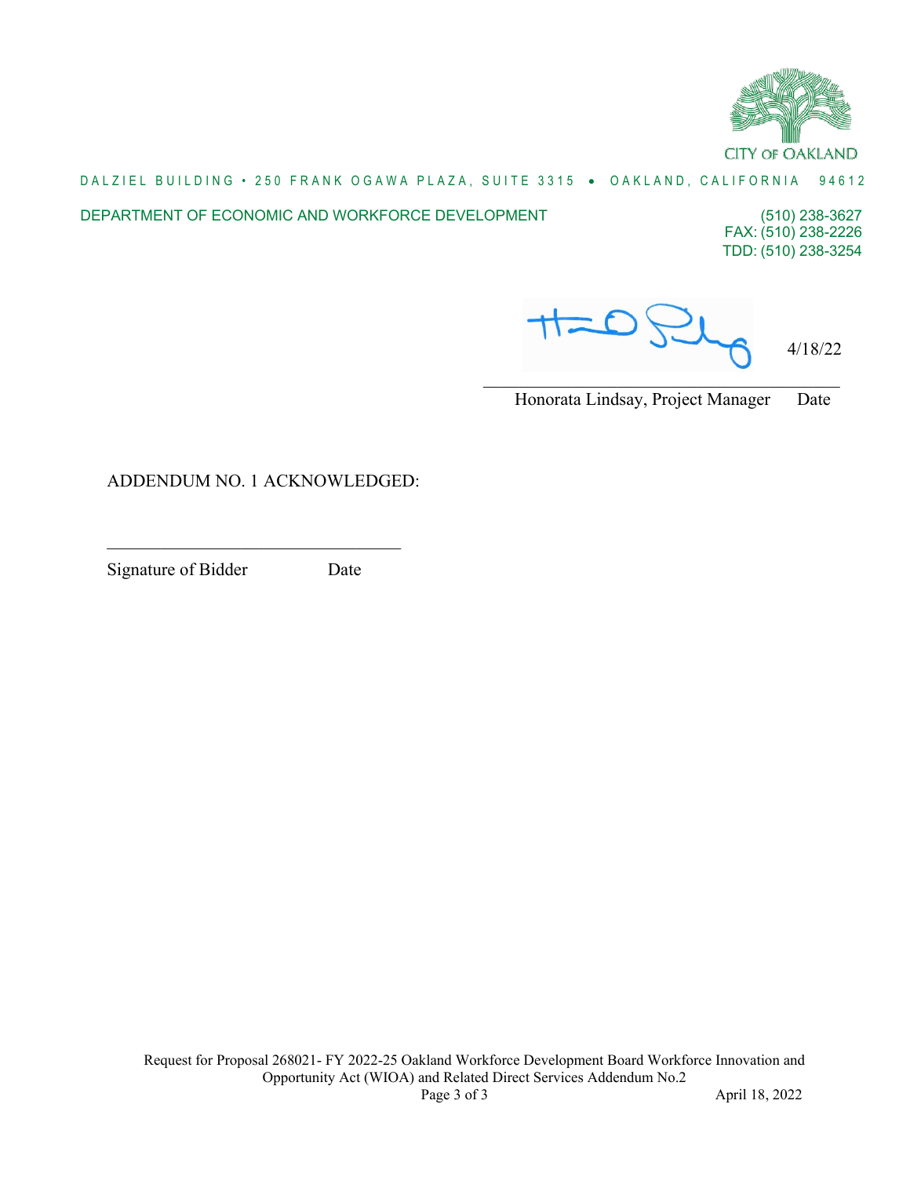CITY OF OAKLAND

DALZIEL BUILDING • 250 FRANK OGAWA PLAZA, SUITE 3315 • OAKLAND, CALIFORNIA 94612

DEPARTMENT OF ECONOMIC AND WORKFORCE DEVELOPMENT

(510) 238-3627
FAX: (510) 238-2226
TDD: (510) 238-3254

4/18/22

Honorata Lindsay, Project Manager    Date

ADDENDUM NO. 1 ACKNOWLEDGED:

Signature of Bidder    Date